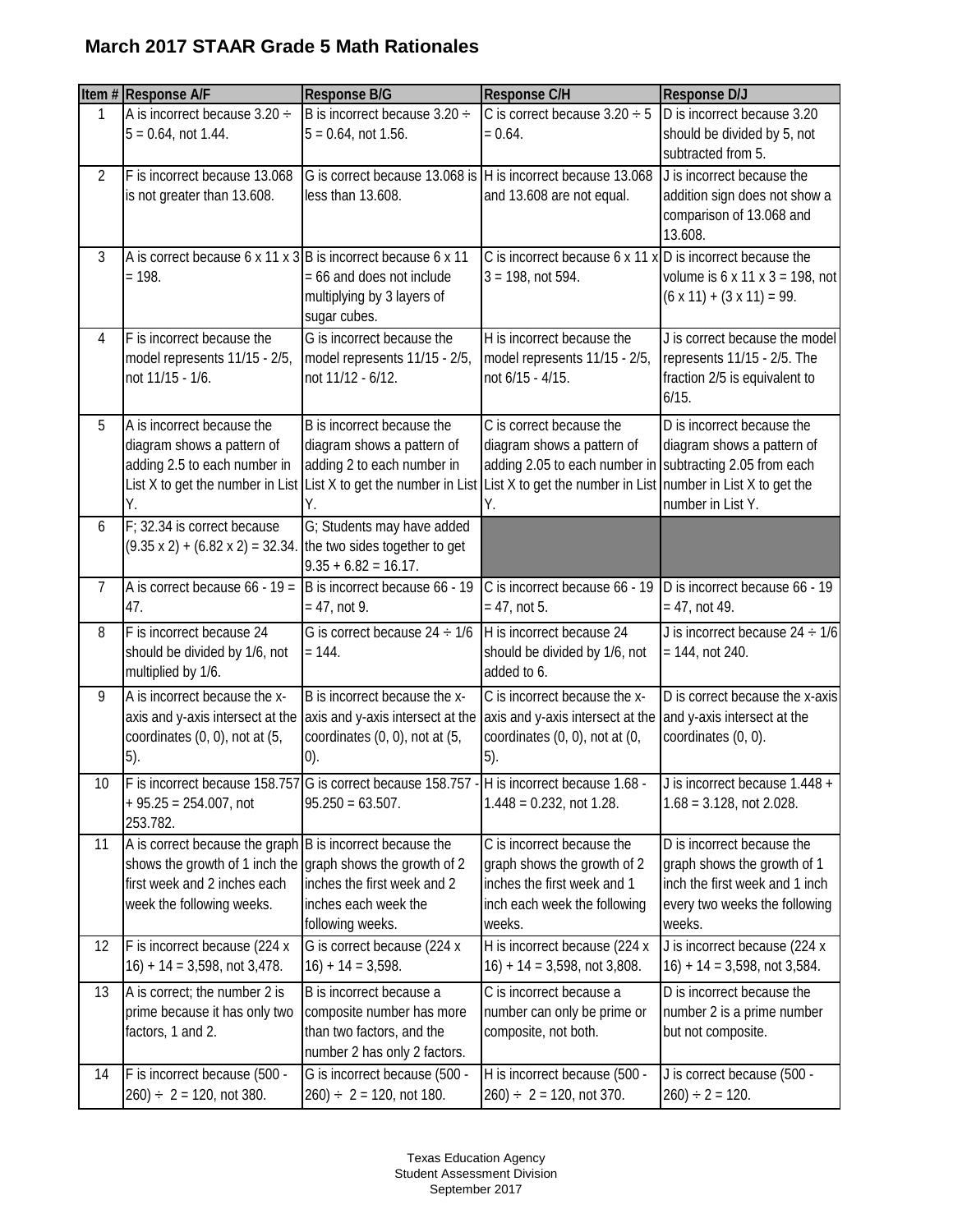# March 2017 STAAR Grade 5 Math Rationales

| Item # | Response A/F | Response B/G | Response C/H | Response D/J |
|---|---|---|---|---|
| 1 | A is incorrect because 3.20 ÷ 5 = 0.64, not 1.44. | B is incorrect because 3.20 ÷ 5 = 0.64, not 1.56. | C is correct because 3.20 ÷ 5 = 0.64. | D is incorrect because 3.20 should be divided by 5, not subtracted from 5. |
| 2 | F is incorrect because 13.068 is not greater than 13.608. | G is correct because 13.068 is less than 13.608. | H is incorrect because 13.068 and 13.608 are not equal. | J is incorrect because the addition sign does not show a comparison of 13.068 and 13.608. |
| 3 | A is correct because 6 x 11 x 3 = 198. | B is incorrect because 6 x 11 = 66 and does not include multiplying by 3 layers of sugar cubes. | C is incorrect because 6 x 11 x 3 = 198, not 594. | D is incorrect because the volume is 6 x 11 x 3 = 198, not (6 x 11) + (3 x 11) = 99. |
| 4 | F is incorrect because the model represents 11/15 - 2/5, not 11/15 - 1/6. | G is incorrect because the model represents 11/15 - 2/5, not 11/12 - 6/12. | H is incorrect because the model represents 11/15 - 2/5, not 6/15 - 4/15. | J is correct because the model represents 11/15 - 2/5. The fraction 2/5 is equivalent to 6/15. |
| 5 | A is incorrect because the diagram shows a pattern of adding 2.5 to each number in List X to get the number in List Y. | B is incorrect because the diagram shows a pattern of adding 2 to each number in List X to get the number in List Y. | C is correct because the diagram shows a pattern of adding 2.05 to each number in List X to get the number in List Y. | D is incorrect because the diagram shows a pattern of subtracting 2.05 from each number in List X to get the number in List Y. |
| 6 | F; 32.34 is correct because (9.35 x 2) + (6.82 x 2) = 32.34. | G; Students may have added the two sides together to get 9.35 + 6.82 = 16.17. | | |
| 7 | A is correct because 66 - 19 = 47. | B is incorrect because 66 - 19 = 47, not 9. | C is incorrect because 66 - 19 = 47, not 5. | D is incorrect because 66 - 19 = 47, not 49. |
| 8 | F is incorrect because 24 should be divided by 1/6, not multiplied by 1/6. | G is correct because 24 ÷ 1/6 = 144. | H is incorrect because 24 should be divided by 1/6, not added to 6. | J is incorrect because 24 ÷ 1/6 = 144, not 240. |
| 9 | A is incorrect because the x-axis and y-axis intersect at the coordinates (0, 0), not at (5, 5). | B is incorrect because the x-axis and y-axis intersect at the coordinates (0, 0), not at (5, 0). | C is incorrect because the x-axis and y-axis intersect at the coordinates (0, 0), not at (0, 5). | D is correct because the x-axis and y-axis intersect at the coordinates (0, 0). |
| 10 | F is incorrect because 158.757 + 95.25 = 254.007, not 253.782. | G is correct because 158.757 - 95.250 = 63.507. | H is incorrect because 1.68 - 1.448 = 0.232, not 1.28. | J is incorrect because 1.448 + 1.68 = 3.128, not 2.028. |
| 11 | A is correct because the graph shows the growth of 1 inch the first week and 2 inches each week the following weeks. | B is incorrect because the graph shows the growth of 2 inches the first week and 2 inches each week the following weeks. | C is incorrect because the graph shows the growth of 2 inches the first week and 1 inch each week the following weeks. | D is incorrect because the graph shows the growth of 1 inch the first week and 1 inch every two weeks the following weeks. |
| 12 | F is incorrect because (224 x 16) + 14 = 3,598, not 3,478. | G is correct because (224 x 16) + 14 = 3,598. | H is incorrect because (224 x 16) + 14 = 3,598, not 3,808. | J is incorrect because (224 x 16) + 14 = 3,598, not 3,584. |
| 13 | A is correct; the number 2 is prime because it has only two factors, 1 and 2. | B is incorrect because a composite number has more than two factors, and the number 2 has only 2 factors. | C is incorrect because a number can only be prime or composite, not both. | D is incorrect because the number 2 is a prime number but not composite. |
| 14 | F is incorrect because (500 - 260) ÷ 2 = 120, not 380. | G is incorrect because (500 - 260) ÷ 2 = 120, not 180. | H is incorrect because (500 - 260) ÷ 2 = 120, not 370. | J is correct because (500 - 260) ÷ 2 = 120. |

Texas Education Agency
Student Assessment Division
September 2017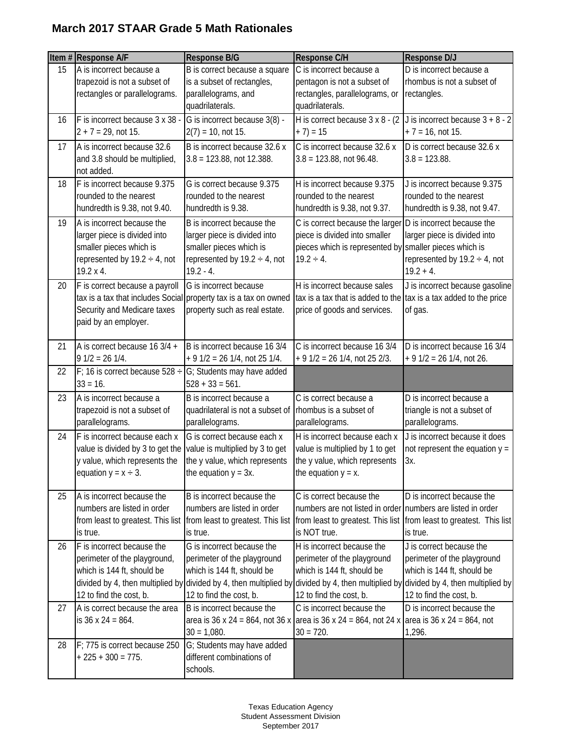## March 2017 STAAR Grade 5 Math Rationales

| Item # | Response A/F | Response B/G | Response C/H | Response D/J |
|---|---|---|---|---|
| 15 | A is incorrect because a trapezoid is not a subset of rectangles or parallelograms. | B is correct because a square is a subset of rectangles, parallelograms, and quadrilaterals. | C is incorrect because a pentagon is not a subset of rectangles, parallelograms, or quadrilaterals. | D is incorrect because a rhombus is not a subset of rectangles. |
| 16 | F is incorrect because 3 x 38 - 2 + 7 = 29, not 15. | G is incorrect because 3(8) - 2(7) = 10, not 15. | H is correct because 3 x 8 - (2 + 7) = 15 | J is incorrect because 3 + 8 - 2 + 7 = 16, not 15. |
| 17 | A is incorrect because 32.6 and 3.8 should be multiplied, not added. | B is incorrect because 32.6 x 3.8 = 123.88, not 12.388. | C is incorrect because 32.6 x 3.8 = 123.88, not 96.48. | D is correct because 32.6 x 3.8 = 123.88. |
| 18 | F is incorrect because 9.375 rounded to the nearest hundredth is 9.38, not 9.40. | G is correct because 9.375 rounded to the nearest hundredth is 9.38. | H is incorrect because 9.375 rounded to the nearest hundredth is 9.38, not 9.37. | J is incorrect because 9.375 rounded to the nearest hundredth is 9.38, not 9.47. |
| 19 | A is incorrect because the larger piece is divided into smaller pieces which is represented by 19.2 ÷ 4, not 19.2 x 4. | B is incorrect because the larger piece is divided into smaller pieces which is represented by 19.2 ÷ 4, not 19.2 - 4. | C is correct because the larger piece is divided into smaller pieces which is represented by 19.2 ÷ 4. | D is incorrect because the larger piece is divided into smaller pieces which is represented by 19.2 ÷ 4, not 19.2 + 4. |
| 20 | F is correct because a payroll tax is a tax that includes Social Security and Medicare taxes paid by an employer. | G is incorrect because property tax is a tax on owned property such as real estate. | H is incorrect because sales tax is a tax that is added to the price of goods and services. | J is incorrect because gasoline tax is a tax added to the price of gas. |
| 21 | A is correct because 16 3/4 + 9 1/2 = 26 1/4. | B is incorrect because 16 3/4 + 9 1/2 = 26 1/4, not 25 1/4. | C is incorrect because 16 3/4 + 9 1/2 = 26 1/4, not 25 2/3. | D is incorrect because 16 3/4 + 9 1/2 = 26 1/4, not 26. |
| 22 | F; 16 is correct because 528 ÷ 33 = 16. | G; Students may have added 528 + 33 = 561. | | |
| 23 | A is incorrect because a trapezoid is not a subset of parallelograms. | B is incorrect because a quadrilateral is not a subset of parallelograms. | C is correct because a rhombus is a subset of parallelograms. | D is incorrect because a triangle is not a subset of parallelograms. |
| 24 | F is incorrect because each x value is divided by 3 to get the y value, which represents the equation y = x ÷ 3. | G is correct because each x value is multiplied by 3 to get the y value, which represents the equation y = 3x. | H is incorrect because each x value is multiplied by 1 to get the y value, which represents the equation y = x. | J is incorrect because it does not represent the equation y = 3x. |
| 25 | A is incorrect because the numbers are listed in order from least to greatest. This list is true. | B is incorrect because the numbers are listed in order from least to greatest. This list is true. | C is correct because the numbers are not listed in order from least to greatest. This list is NOT true. | D is incorrect because the numbers are listed in order from least to greatest. This list is true. |
| 26 | F is incorrect because the perimeter of the playground, which is 144 ft, should be divided by 4, then multiplied by 12 to find the cost, b. | G is incorrect because the perimeter of the playground which is 144 ft, should be divided by 4, then multiplied by 12 to find the cost, b. | H is incorrect because the perimeter of the playground which is 144 ft, should be divided by 4, then multiplied by 12 to find the cost, b. | J is correct because the perimeter of the playground which is 144 ft, should be divided by 4, then multiplied by 12 to find the cost, b. |
| 27 | A is correct because the area is 36 x 24 = 864. | B is incorrect because the area is 36 x 24 = 864, not 36 x 30 = 1,080. | C is incorrect because the area is 36 x 24 = 864, not 24 x 30 = 720. | D is incorrect because the area is 36 x 24 = 864, not 1,296. |
| 28 | F; 775 is correct because 250 + 225 + 300 = 775. | G; Students may have added different combinations of schools. | | |

Texas Education Agency
Student Assessment Division
September 2017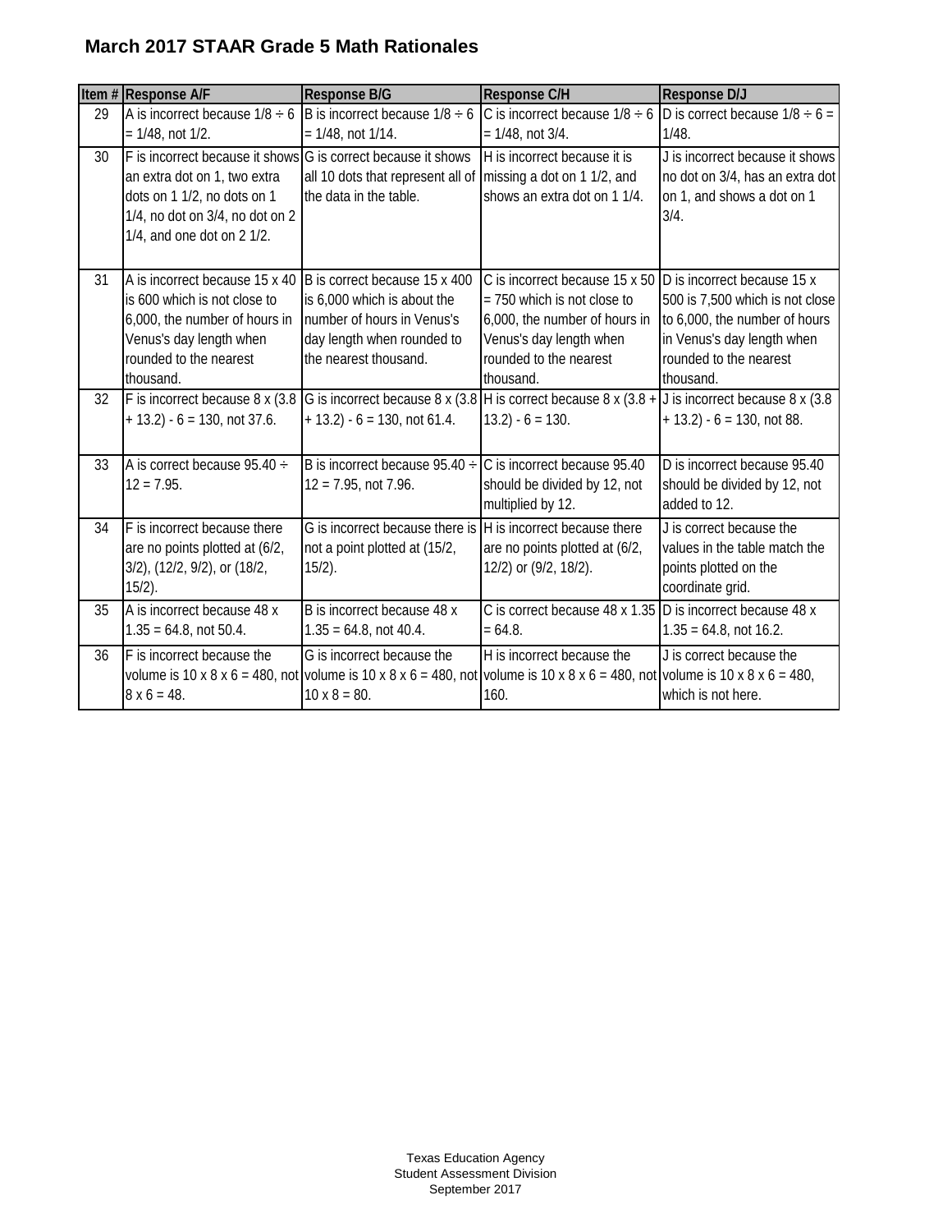# March 2017 STAAR Grade 5 Math Rationales

| Item # | Response A/F | Response B/G | Response C/H | Response D/J |
|---|---|---|---|---|
| 29 | A is incorrect because 1/8 ÷ 6 = 1/48, not 1/2. | B is incorrect because 1/8 ÷ 6 = 1/48, not 1/14. | C is incorrect because 1/8 ÷ 6 = 1/48, not 3/4. | D is correct because 1/8 ÷ 6 = 1/48. |
| 30 | F is incorrect because it shows an extra dot on 1, two extra dots on 1 1/2, no dots on 1 1/4, no dot on 3/4, no dot on 2 1/4, and one dot on 2 1/2. | G is correct because it shows all 10 dots that represent all of the data in the table. | H is incorrect because it is missing a dot on 1 1/2, and shows an extra dot on 1 1/4. | J is incorrect because it shows no dot on 3/4, has an extra dot on 1, and shows a dot on 1 3/4. |
| 31 | A is incorrect because 15 x 40 is 600 which is not close to 6,000, the number of hours in Venus's day length when rounded to the nearest thousand. | B is correct because 15 x 400 is 6,000 which is about the number of hours in Venus's day length when rounded to the nearest thousand. | C is incorrect because 15 x 50 = 750 which is not close to 6,000, the number of hours in Venus's day length when rounded to the nearest thousand. | D is incorrect because 15 x 500 is 7,500 which is not close to 6,000, the number of hours in Venus's day length when rounded to the nearest thousand. |
| 32 | F is incorrect because 8 x (3.8 + 13.2) - 6 = 130, not 37.6. | G is incorrect because 8 x (3.8 + 13.2) - 6 = 130, not 61.4. | H is correct because 8 x (3.8 + 13.2) - 6 = 130. | J is incorrect because 8 x (3.8 + 13.2) - 6 = 130, not 88. |
| 33 | A is correct because 95.40 ÷ 12 = 7.95. | B is incorrect because 95.40 ÷ 12 = 7.95, not 7.96. | C is incorrect because 95.40 should be divided by 12, not multiplied by 12. | D is incorrect because 95.40 should be divided by 12, not added to 12. |
| 34 | F is incorrect because there are no points plotted at (6/2, 3/2), (12/2, 9/2), or (18/2, 15/2). | G is incorrect because there is not a point plotted at (15/2, 15/2). | H is incorrect because there are no points plotted at (6/2, 12/2) or (9/2, 18/2). | J is correct because the values in the table match the points plotted on the coordinate grid. |
| 35 | A is incorrect because 48 x 1.35 = 64.8, not 50.4. | B is incorrect because 48 x 1.35 = 64.8, not 40.4. | C is correct because 48 x 1.35 = 64.8. | D is incorrect because 48 x 1.35 = 64.8, not 16.2. |
| 36 | F is incorrect because the volume is 10 x 8 x 6 = 480, not 8 x 6 = 48. | G is incorrect because the volume is 10 x 8 x 6 = 480, not 10 x 8 = 80. | H is incorrect because the volume is 10 x 8 x 6 = 480, not 160. | J is correct because the volume is 10 x 8 x 6 = 480, which is not here. |

Texas Education Agency
Student Assessment Division
September 2017